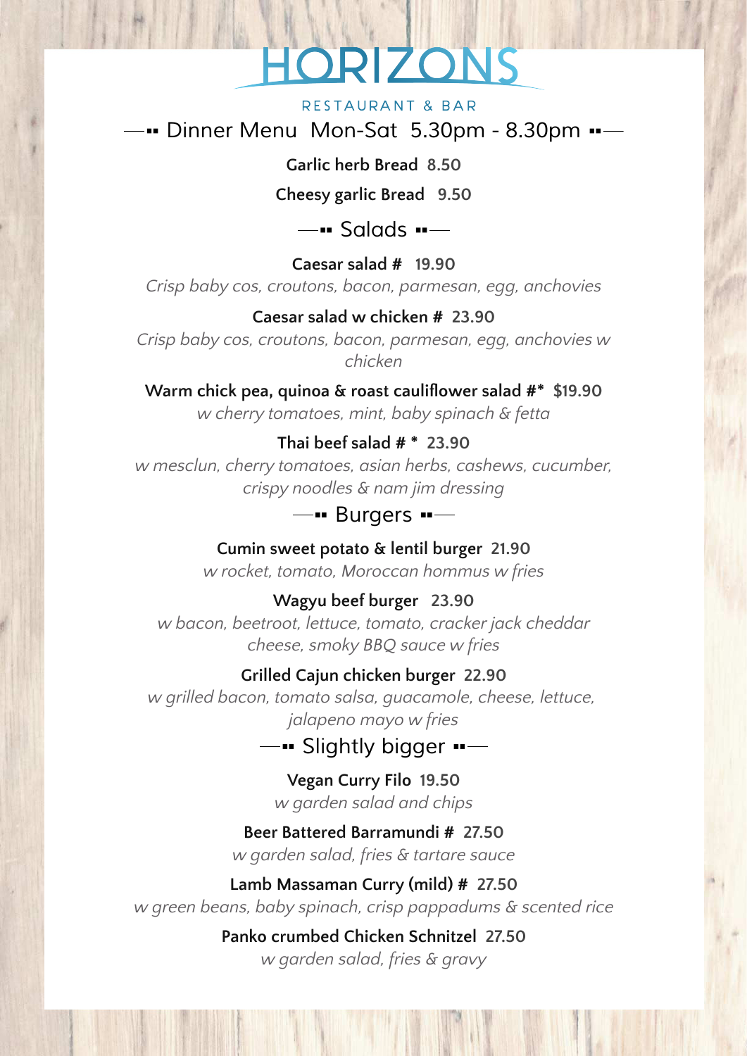# HORIZONS

RESTAURANT & BAR

## Dinner Menu Mon-Sat 5.30pm - 8.30pm

**Garlic herb Bread 8.50**

**Cheesy garlic Bread 9.50**

## Salads

**Caesar salad # 19.90**

*Crisp baby cos, croutons, bacon, parmesan, egg, anchovies*

**Caesar salad w chicken # 23.90**

*Crisp baby cos, croutons, bacon, parmesan, egg, anchovies w chicken*

**Warm chick pea, quinoa & roast cauliflower salad #* $19.90**

*w cherry tomatoes, mint, baby spinach & fetta*

**Thai beef salad # * 23.90**

*w mesclun, cherry tomatoes, asian herbs, cashews, cucumber, crispy noodles & nam jim dressing*

## Burgers

**Cumin sweet potato & lentil burger 21.90**

*w rocket, tomato, Moroccan hommus w fries*

**Wagyu beef burger 23.90**

*w bacon, beetroot, lettuce, tomato, cracker jack cheddar cheese, smoky BBQ sauce w fries*

**Grilled Cajun chicken burger 22.90**

*w grilled bacon, tomato salsa, guacamole, cheese, lettuce, jalapeno mayo w fries*

## Slightly bigger

**Vegan Curry Filo 19.50**

*w garden salad and chips*

**Beer Battered Barramundi # 27.50**

*w garden salad, fries & tartare sauce*

**Lamb Massaman Curry (mild) # 27.50**

*w green beans, baby spinach, crisp pappadums & scented rice*

**Panko crumbed Chicken Schnitzel 27.50**

*w garden salad, fries & gravy*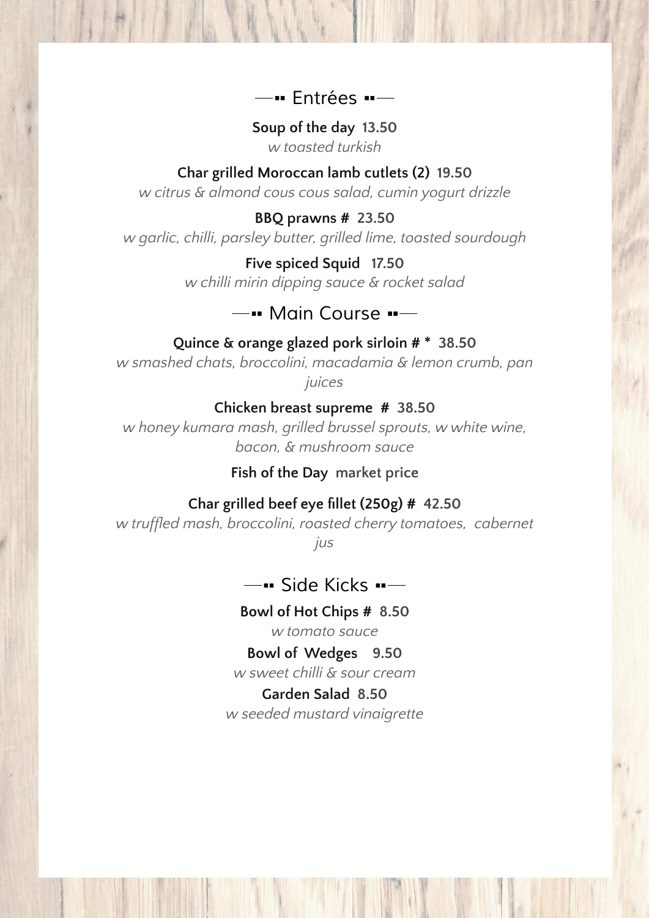## Entrées

**Soup of the day** 13.50
*w toasted turkish*

**Char grilled Moroccan lamb cutlets (2)** 19.50
*w citrus & almond cous cous salad, cumin yogurt drizzle*

**BBQ prawns #** 23.50
*w garlic, chilli, parsley butter, grilled lime, toasted sourdough*

**Five spiced Squid** 17.50
*w chilli mirin dipping sauce & rocket salad*

## Main Course

**Quince & orange glazed pork sirloin # *** 38.50
*w smashed chats, broccolini, macadamia & lemon crumb, pan juices*

**Chicken breast supreme #** 38.50
*w honey kumara mash, grilled brussel sprouts, w white wine, bacon, & mushroom sauce*

**Fish of the Day** market price

**Char grilled beef eye fillet (250g) #** 42.50
*w truffled mash, broccolini, roasted cherry tomatoes, cabernet jus*

## Side Kicks

**Bowl of Hot Chips #** 8.50
*w tomato sauce*

**Bowl of Wedges** 9.50
*w sweet chilli & sour cream*

**Garden Salad** 8.50
*w seeded mustard vinaigrette*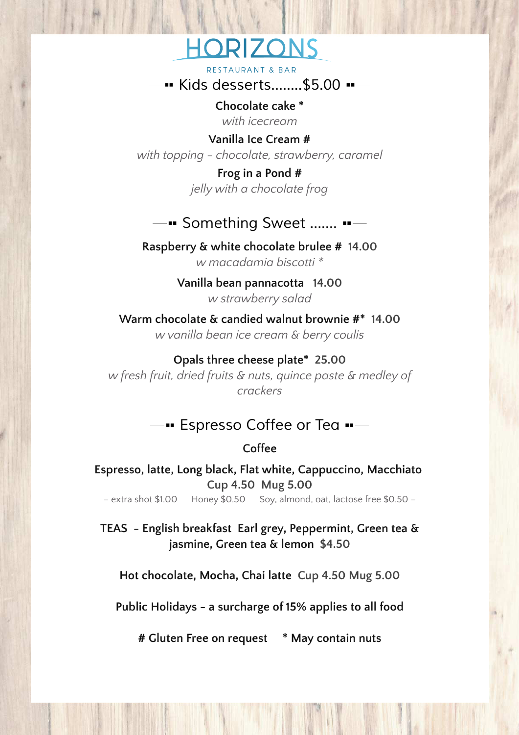# HORIZONS

RESTAURANT & BAR

## Kids desserts........$5.00

**Chocolate cake ***
*with icecream*

**Vanilla Ice Cream #**
*with topping - chocolate, strawberry, caramel*

**Frog in a Pond #**
*jelly with a chocolate frog*

## Something Sweet .......

**Raspberry & white chocolate brulee # 14.00**
*w macadamia biscotti **

**Vanilla bean pannacotta 14.00**
*w strawberry salad*

**Warm chocolate & candied walnut brownie #* 14.00**
*w vanilla bean ice cream & berry coulis*

**Opals three cheese plate* 25.00**
*w fresh fruit, dried fruits & nuts, quince paste & medley of crackers*

## Espresso Coffee or Tea

**Coffee**

**Espresso, latte, Long black, Flat white, Cappuccino, Macchiato**
**Cup 4.50 Mug 5.00**
– extra shot $1.00 Honey $0.50 Soy, almond, oat, lactose free $0.50 –

**TEAS - English breakfast Earl grey, Peppermint, Green tea & jasmine, Green tea & lemon $4.50**

**Hot chocolate, Mocha, Chai latte Cup 4.50 Mug 5.00**

**Public Holidays - a surcharge of 15% applies to all food**

**# Gluten Free on request * May contain nuts**